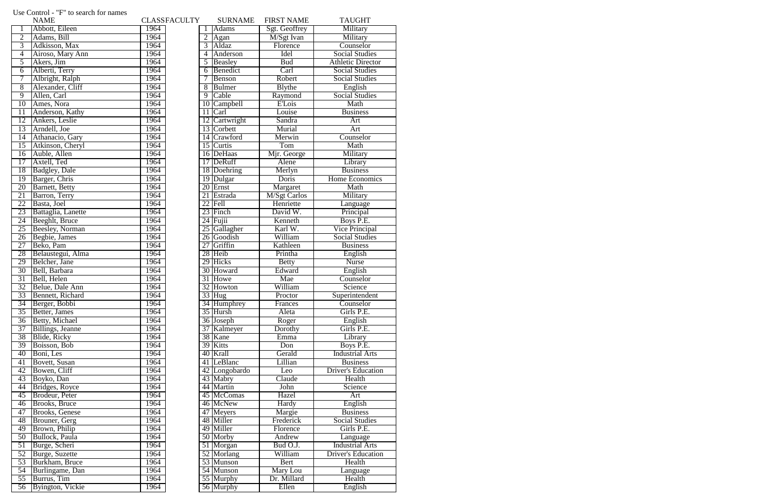Use Control - "F" to search for names

| | NAME | CLASS |
|---|---|---|
| 1 | Abbott, Eileen | 1964 |
| 2 | Adams, Bill | 1964 |
| 3 | Adkisson, Max | 1964 |
| 4 | Airoso, Mary Ann | 1964 |
| 5 | Akers, Jim | 1964 |
| 6 | Alberti, Terry | 1964 |
| 7 | Albright, Ralph | 1964 |
| 8 | Alexander, Cliff | 1964 |
| 9 | Allen, Carl | 1964 |
| 10 | Ames, Nora | 1964 |
| 11 | Anderson, Kathy | 1964 |
| 12 | Ankers, Leslie | 1964 |
| 13 | Arndell, Joe | 1964 |
| 14 | Athanacio, Gary | 1964 |
| 15 | Atkinson, Cheryl | 1964 |
| 16 | Auble, Allen | 1964 |
| 17 | Axtell, Ted | 1964 |
| 18 | Badgley, Dale | 1964 |
| 19 | Barger, Chris | 1964 |
| 20 | Barnett, Betty | 1964 |
| 21 | Barron, Terry | 1964 |
| 22 | Basta, Joel | 1964 |
| 23 | Battaglia, Lanette | 1964 |
| 24 | Beeghlt, Bruce | 1964 |
| 25 | Beesley, Norman | 1964 |
| 26 | Begbie, James | 1964 |
| 27 | Beko, Pam | 1964 |
| 28 | Belaustegui, Alma | 1964 |
| 29 | Belcher, Jane | 1964 |
| 30 | Bell, Barbara | 1964 |
| 31 | Bell, Helen | 1964 |
| 32 | Belue, Dale Ann | 1964 |
| 33 | Bennett, Richard | 1964 |
| 34 | Berger, Bobbi | 1964 |
| 35 | Better, James | 1964 |
| 36 | Betty, Michael | 1964 |
| 37 | Billings, Jeanne | 1964 |
| 38 | Blide, Ricky | 1964 |
| 39 | Boisson, Bob | 1964 |
| 40 | Boni, Les | 1964 |
| 41 | Bovett, Susan | 1964 |
| 42 | Bowen, Cliff | 1964 |
| 43 | Boyko, Dan | 1964 |
| 44 | Bridges, Royce | 1964 |
| 45 | Brodeur, Peter | 1964 |
| 46 | Brooks, Bruce | 1964 |
| 47 | Brooks, Genese | 1964 |
| 48 | Brouner, Gerg | 1964 |
| 49 | Brown, Philip | 1964 |
| 50 | Bullock, Paula | 1964 |
| 51 | Burge, Scheri | 1964 |
| 52 | Burge, Suzette | 1964 |
| 53 | Burkham, Bruce | 1964 |
| 54 | Burlingame, Dan | 1964 |
| 55 | Burrus, Tim | 1964 |
| 56 | Byington, Vickie | 1964 |

FACULTY

| | SURNAME | FIRST NAME | TAUGHT |
|---|---|---|---|
| 1 | Adams | Sgt. Geoffrey | Military |
| 2 | Agan | M/Sgt Ivan | Military |
| 3 | Aldaz | Florence | Counselor |
| 4 | Anderson | Idel | Social Studies |
| 5 | Beasley | Bud | Athletic Director |
| 6 | Benedict | Carl | Social Studies |
| 7 | Benson | Robert | Social Studies |
| 8 | Bulmer | Blythe | English |
| 9 | Cable | Raymond | Social Studies |
| 10 | Campbell | E'Lois | Math |
| 11 | Carl | Louise | Business |
| 12 | Cartwright | Sandra | Art |
| 13 | Corbett | Murial | Art |
| 14 | Crawford | Merwin | Counselor |
| 15 | Curtis | Tom | Math |
| 16 | DeHaas | Mjr. George | Military |
| 17 | DeRuff | Alene | Library |
| 18 | Doehring | Merlyn | Business |
| 19 | Dulgar | Doris | Home Economics |
| 20 | Ernst | Margaret | Math |
| 21 | Estrada | M/Sgt Carlos | Military |
| 22 | Fell | Henriette | Language |
| 23 | Finch | David W. | Principal |
| 24 | Fujii | Kenneth | Boys P.E. |
| 25 | Gallagher | Karl W. | Vice Principal |
| 26 | Goodish | William | Social Studies |
| 27 | Griffin | Kathleen | Business |
| 28 | Heib | Printha | English |
| 29 | Hicks | Betty | Nurse |
| 30 | Howard | Edward | English |
| 31 | Howe | Mae | Counselor |
| 32 | Howton | William | Science |
| 33 | Hug | Proctor | Superintendent |
| 34 | Humphrey | Frances | Counselor |
| 35 | Hursh | Aleta | Girls P.E. |
| 36 | Joseph | Roger | English |
| 37 | Kalmeyer | Dorothy | Girls P.E. |
| 38 | Kane | Emma | Library |
| 39 | Kitts | Don | Boys P.E. |
| 40 | Krall | Gerald | Industrial Arts |
| 41 | LeBlanc | Lillian | Business |
| 42 | Longobardo | Leo | Driver's Education |
| 43 | Mabry | Claude | Health |
| 44 | Martin | John | Science |
| 45 | McComas | Hazel | Art |
| 46 | McNew | Hardy | English |
| 47 | Meyers | Margie | Business |
| 48 | Miller | Frederick | Social Studies |
| 49 | Miller | Florence | Girls P.E. |
| 50 | Morby | Andrew | Language |
| 51 | Morgan | Bud O.J. | Industrial Arts |
| 52 | Morlang | William | Driver's Education |
| 53 | Munson | Bert | Health |
| 54 | Munson | Mary Lou | Language |
| 55 | Murphy | Dr. Millard | Health |
| 56 | Murphy | Ellen | English |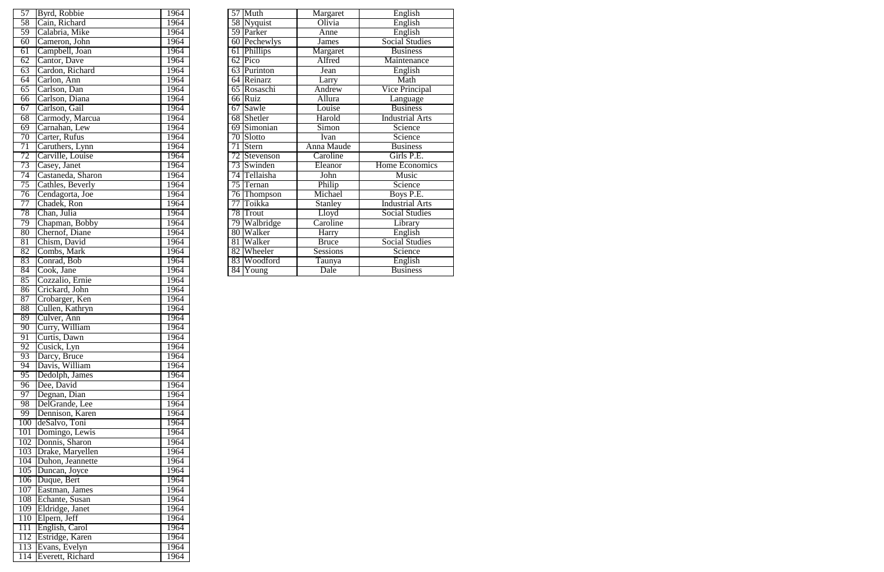| 57 | Byrd, Robbie | 1964 |
|---|---|---|
| 58 | Cain, Richard | 1964 |
| 59 | Calabria, Mike | 1964 |
| 60 | Cameron, John | 1964 |
| 61 | Campbell, Joan | 1964 |
| 62 | Cantor, Dave | 1964 |
| 63 | Cardon, Richard | 1964 |
| 64 | Carlon, Ann | 1964 |
| 65 | Carlson, Dan | 1964 |
| 66 | Carlson, Diana | 1964 |
| 67 | Carlson, Gail | 1964 |
| 68 | Carmody, Marcua | 1964 |
| 69 | Carnahan, Lew | 1964 |
| 70 | Carter, Rufus | 1964 |
| 71 | Caruthers, Lynn | 1964 |
| 72 | Carville, Louise | 1964 |
| 73 | Casey, Janet | 1964 |
| 74 | Castaneda, Sharon | 1964 |
| 75 | Cathles, Beverly | 1964 |
| 76 | Cendagorta, Joe | 1964 |
| 77 | Chadek, Ron | 1964 |
| 78 | Chan, Julia | 1964 |
| 79 | Chapman, Bobby | 1964 |
| 80 | Chernof, Diane | 1964 |
| 81 | Chism, David | 1964 |
| 82 | Combs, Mark | 1964 |
| 83 | Conrad, Bob | 1964 |
| 84 | Cook, Jane | 1964 |
| 85 | Cozzalio, Ernie | 1964 |
| 86 | Crickard, John | 1964 |
| 87 | Crobarger, Ken | 1964 |
| 88 | Cullen, Kathryn | 1964 |
| 89 | Culver, Ann | 1964 |
| 90 | Curry, William | 1964 |
| 91 | Curtis, Dawn | 1964 |
| 92 | Cusick, Lyn | 1964 |
| 93 | Darcy, Bruce | 1964 |
| 94 | Davis, William | 1964 |
| 95 | Dedolph, James | 1964 |
| 96 | Dee, David | 1964 |
| 97 | Degnan, Dian | 1964 |
| 98 | DelGrande, Lee | 1964 |
| 99 | Dennison, Karen | 1964 |
| 100 | deSalvo, Toni | 1964 |
| 101 | Domingo, Lewis | 1964 |
| 102 | Donnis, Sharon | 1964 |
| 103 | Drake, Maryellen | 1964 |
| 104 | Duhon, Jeannette | 1964 |
| 105 | Duncan, Joyce | 1964 |
| 106 | Duque, Bert | 1964 |
| 107 | Eastman, James | 1964 |
| 108 | Echante, Susan | 1964 |
| 109 | Eldridge, Janet | 1964 |
| 110 | Elpern, Jeff | 1964 |
| 111 | English, Carol | 1964 |
| 112 | Estridge, Karen | 1964 |
| 113 | Evans, Evelyn | 1964 |
| 114 | Everett, Richard | 1964 |

| 57 | Muth | Margaret | English |
|---|---|---|---|
| 58 | Nyquist | Olivia | English |
| 59 | Parker | Anne | English |
| 60 | Pechewlys | James | Social Studies |
| 61 | Phillips | Margaret | Business |
| 62 | Pico | Alfred | Maintenance |
| 63 | Purinton | Jean | English |
| 64 | Reinarz | Larry | Math |
| 65 | Rosaschi | Andrew | Vice Principal |
| 66 | Ruiz | Allura | Language |
| 67 | Sawle | Louise | Business |
| 68 | Shetler | Harold | Industrial Arts |
| 69 | Simonian | Simon | Science |
| 70 | Slotto | Ivan | Science |
| 71 | Stern | Anna Maude | Business |
| 72 | Stevenson | Caroline | Girls P.E. |
| 73 | Swinden | Eleanor | Home Economics |
| 74 | Tellaisha | John | Music |
| 75 | Ternan | Philip | Science |
| 76 | Thompson | Michael | Boys P.E. |
| 77 | Toikka | Stanley | Industrial Arts |
| 78 | Trout | Lloyd | Social Studies |
| 79 | Walbridge | Caroline | Library |
| 80 | Walker | Harry | English |
| 81 | Walker | Bruce | Social Studies |
| 82 | Wheeler | Sessions | Science |
| 83 | Woodford | Taunya | English |
| 84 | Young | Dale | Business |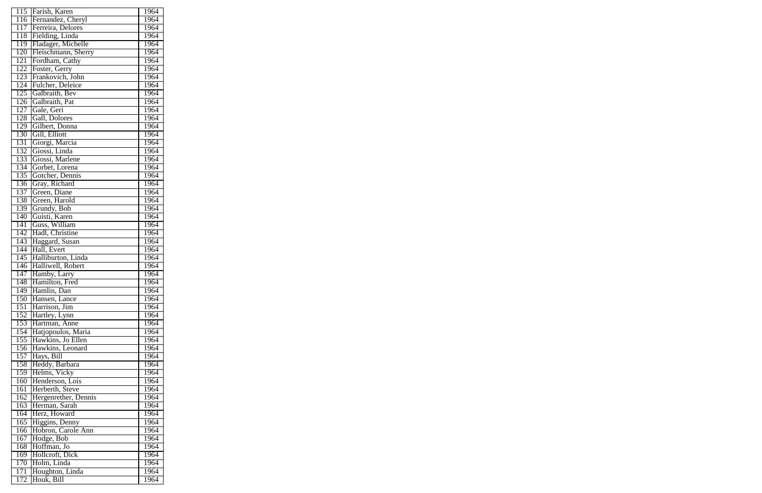| 115 | Farish, Karen | 1964 |
|---|---|---|
| 116 | Fernandez, Cheryl | 1964 |
| 117 | Ferreira, Delores | 1964 |
| 118 | Fielding, Linda | 1964 |
| 119 | Fladager, Michelle | 1964 |
| 120 | Fleischmann, Sherry | 1964 |
| 121 | Fordham, Cathy | 1964 |
| 122 | Foster, Gerry | 1964 |
| 123 | Frankovich, John | 1964 |
| 124 | Fulcher, Deleice | 1964 |
| 125 | Galbraith, Bev | 1964 |
| 126 | Galbraith, Pat | 1964 |
| 127 | Gale, Geri | 1964 |
| 128 | Gall, Dolores | 1964 |
| 129 | Gilbert, Donna | 1964 |
| 130 | Gill, Elliott | 1964 |
| 131 | Giorgi, Marcia | 1964 |
| 132 | Giossi, Linda | 1964 |
| 133 | Giossi, Marlene | 1964 |
| 134 | Gorbet, Lorena | 1964 |
| 135 | Gotcher, Dennis | 1964 |
| 136 | Gray, Richard | 1964 |
| 137 | Green, Diane | 1964 |
| 138 | Green, Harold | 1964 |
| 139 | Grundy, Bob | 1964 |
| 140 | Guisti, Karen | 1964 |
| 141 | Guss, William | 1964 |
| 142 | Hadl, Christine | 1964 |
| 143 | Haggard, Susan | 1964 |
| 144 | Hall, Evert | 1964 |
| 145 | Halliburton, Linda | 1964 |
| 146 | Halliwell, Robert | 1964 |
| 147 | Hamby, Larry | 1964 |
| 148 | Hamilton, Fred | 1964 |
| 149 | Hamlin, Dan | 1964 |
| 150 | Hansen, Lance | 1964 |
| 151 | Harrison, Jim | 1964 |
| 152 | Hartley, Lynn | 1964 |
| 153 | Hartman, Anne | 1964 |
| 154 | Hatjopoulos, Maria | 1964 |
| 155 | Hawkins, Jo Ellen | 1964 |
| 156 | Hawkins, Leonard | 1964 |
| 157 | Hays, Bill | 1964 |
| 158 | Heddy, Barbara | 1964 |
| 159 | Helms, Vicky | 1964 |
| 160 | Henderson, Lois | 1964 |
| 161 | Herberth, Steve | 1964 |
| 162 | Hergenrether, Dennis | 1964 |
| 163 | Herman, Sarah | 1964 |
| 164 | Herz, Howard | 1964 |
| 165 | Higgins, Denny | 1964 |
| 166 | Hobron, Carole Ann | 1964 |
| 167 | Hodge, Bob | 1964 |
| 168 | Hoffman, Jo | 1964 |
| 169 | Hollcroft, Dick | 1964 |
| 170 | Holm, Linda | 1964 |
| 171 | Houghton, Linda | 1964 |
| 172 | Houk, Bill | 1964 |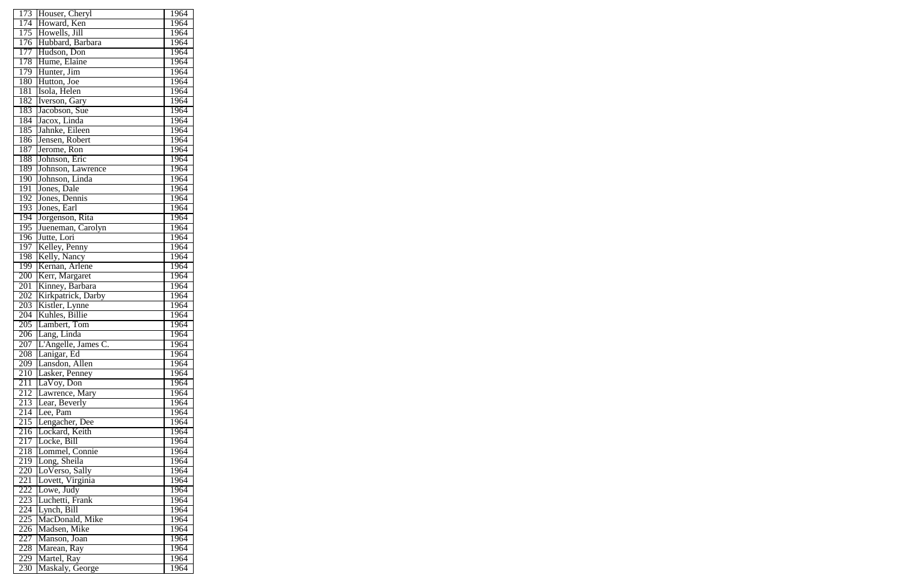| 173 | Houser, Cheryl | 1964 |
|---|---|---|
| 174 | Howard, Ken | 1964 |
| 175 | Howells, Jill | 1964 |
| 176 | Hubbard, Barbara | 1964 |
| 177 | Hudson, Don | 1964 |
| 178 | Hume, Elaine | 1964 |
| 179 | Hunter, Jim | 1964 |
| 180 | Hutton, Joe | 1964 |
| 181 | Isola, Helen | 1964 |
| 182 | Iverson, Gary | 1964 |
| 183 | Jacobson, Sue | 1964 |
| 184 | Jacox, Linda | 1964 |
| 185 | Jahnke, Eileen | 1964 |
| 186 | Jensen, Robert | 1964 |
| 187 | Jerome, Ron | 1964 |
| 188 | Johnson, Eric | 1964 |
| 189 | Johnson, Lawrence | 1964 |
| 190 | Johnson, Linda | 1964 |
| 191 | Jones, Dale | 1964 |
| 192 | Jones, Dennis | 1964 |
| 193 | Jones, Earl | 1964 |
| 194 | Jorgenson, Rita | 1964 |
| 195 | Jueneman, Carolyn | 1964 |
| 196 | Jutte, Lori | 1964 |
| 197 | Kelley, Penny | 1964 |
| 198 | Kelly, Nancy | 1964 |
| 199 | Kernan, Arlene | 1964 |
| 200 | Kerr, Margaret | 1964 |
| 201 | Kinney, Barbara | 1964 |
| 202 | Kirkpatrick, Darby | 1964 |
| 203 | Kistler, Lynne | 1964 |
| 204 | Kuhles, Billie | 1964 |
| 205 | Lambert, Tom | 1964 |
| 206 | Lang, Linda | 1964 |
| 207 | L'Angelle, James C. | 1964 |
| 208 | Lanigar, Ed | 1964 |
| 209 | Lansdon, Allen | 1964 |
| 210 | Lasker, Penney | 1964 |
| 211 | LaVoy, Don | 1964 |
| 212 | Lawrence, Mary | 1964 |
| 213 | Lear, Beverly | 1964 |
| 214 | Lee, Pam | 1964 |
| 215 | Lengacher, Dee | 1964 |
| 216 | Lockard, Keith | 1964 |
| 217 | Locke, Bill | 1964 |
| 218 | Lommel, Connie | 1964 |
| 219 | Long, Sheila | 1964 |
| 220 | LoVerso, Sally | 1964 |
| 221 | Lovett, Virginia | 1964 |
| 222 | Lowe, Judy | 1964 |
| 223 | Luchetti, Frank | 1964 |
| 224 | Lynch, Bill | 1964 |
| 225 | MacDonald, Mike | 1964 |
| 226 | Madsen, Mike | 1964 |
| 227 | Manson, Joan | 1964 |
| 228 | Marean, Ray | 1964 |
| 229 | Martel, Ray | 1964 |
| 230 | Maskaly, George | 1964 |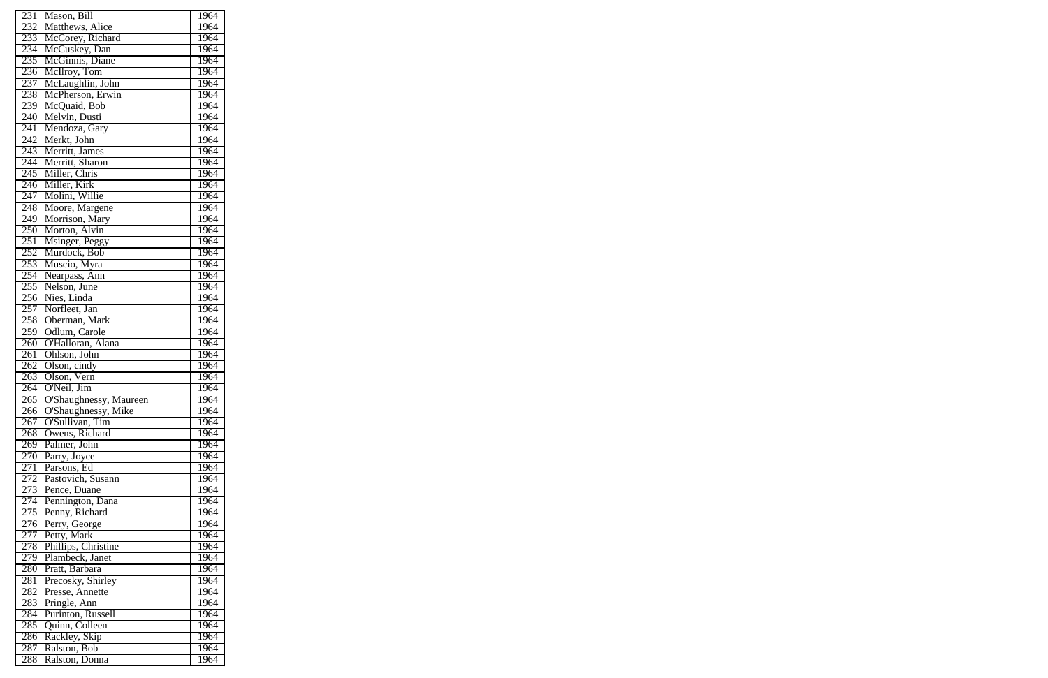| 231 | Mason, Bill | 1964 |
|---|---|---|
| 232 | Matthews, Alice | 1964 |
| 233 | McCorey, Richard | 1964 |
| 234 | McCuskey, Dan | 1964 |
| 235 | McGinnis, Diane | 1964 |
| 236 | McIlroy, Tom | 1964 |
| 237 | McLaughlin, John | 1964 |
| 238 | McPherson, Erwin | 1964 |
| 239 | McQuaid, Bob | 1964 |
| 240 | Melvin, Dusti | 1964 |
| 241 | Mendoza, Gary | 1964 |
| 242 | Merkt, John | 1964 |
| 243 | Merritt, James | 1964 |
| 244 | Merritt, Sharon | 1964 |
| 245 | Miller, Chris | 1964 |
| 246 | Miller, Kirk | 1964 |
| 247 | Molini, Willie | 1964 |
| 248 | Moore, Margene | 1964 |
| 249 | Morrison, Mary | 1964 |
| 250 | Morton, Alvin | 1964 |
| 251 | Msinger, Peggy | 1964 |
| 252 | Murdock, Bob | 1964 |
| 253 | Muscio, Myra | 1964 |
| 254 | Nearpass, Ann | 1964 |
| 255 | Nelson, June | 1964 |
| 256 | Nies, Linda | 1964 |
| 257 | Norfleet, Jan | 1964 |
| 258 | Oberman, Mark | 1964 |
| 259 | Odlum, Carole | 1964 |
| 260 | O'Halloran, Alana | 1964 |
| 261 | Ohlson, John | 1964 |
| 262 | Olson, cindy | 1964 |
| 263 | Olson, Vern | 1964 |
| 264 | O'Neil, Jim | 1964 |
| 265 | O'Shaughnessy, Maureen | 1964 |
| 266 | O'Shaughnessy, Mike | 1964 |
| 267 | O'Sullivan, Tim | 1964 |
| 268 | Owens, Richard | 1964 |
| 269 | Palmer, John | 1964 |
| 270 | Parry, Joyce | 1964 |
| 271 | Parsons, Ed | 1964 |
| 272 | Pastovich, Susann | 1964 |
| 273 | Pence, Duane | 1964 |
| 274 | Pennington, Dana | 1964 |
| 275 | Penny, Richard | 1964 |
| 276 | Perry, George | 1964 |
| 277 | Petty, Mark | 1964 |
| 278 | Phillips, Christine | 1964 |
| 279 | Plambeck, Janet | 1964 |
| 280 | Pratt, Barbara | 1964 |
| 281 | Precosky, Shirley | 1964 |
| 282 | Presse, Annette | 1964 |
| 283 | Pringle, Ann | 1964 |
| 284 | Purinton, Russell | 1964 |
| 285 | Quinn, Colleen | 1964 |
| 286 | Rackley, Skip | 1964 |
| 287 | Ralston, Bob | 1964 |
| 288 | Ralston, Donna | 1964 |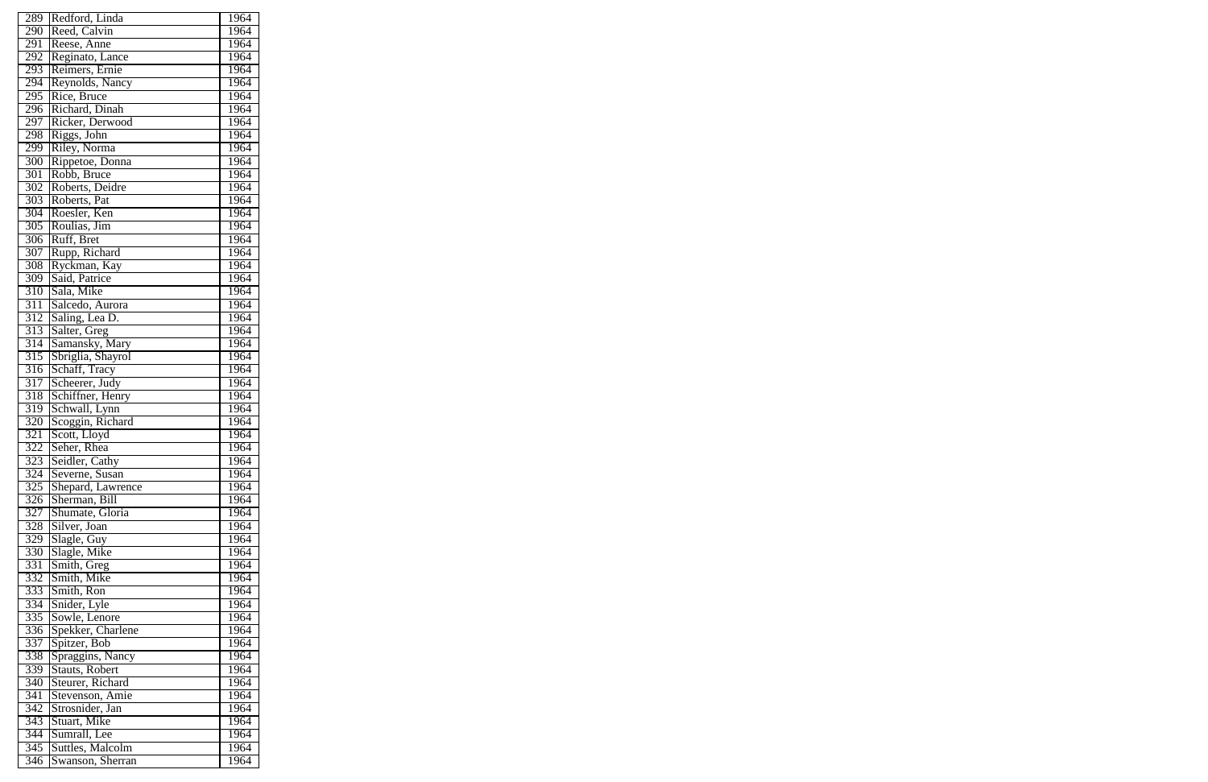| 289 | Redford, Linda | 1964 |
|---|---|---|
| 290 | Reed, Calvin | 1964 |
| 291 | Reese, Anne | 1964 |
| 292 | Reginato, Lance | 1964 |
| 293 | Reimers, Ernie | 1964 |
| 294 | Reynolds, Nancy | 1964 |
| 295 | Rice, Bruce | 1964 |
| 296 | Richard, Dinah | 1964 |
| 297 | Ricker, Derwood | 1964 |
| 298 | Riggs, John | 1964 |
| 299 | Riley, Norma | 1964 |
| 300 | Rippetoe, Donna | 1964 |
| 301 | Robb, Bruce | 1964 |
| 302 | Roberts, Deidre | 1964 |
| 303 | Roberts, Pat | 1964 |
| 304 | Roesler, Ken | 1964 |
| 305 | Roulias, Jim | 1964 |
| 306 | Ruff, Bret | 1964 |
| 307 | Rupp, Richard | 1964 |
| 308 | Ryckman, Kay | 1964 |
| 309 | Said, Patrice | 1964 |
| 310 | Sala, Mike | 1964 |
| 311 | Salcedo, Aurora | 1964 |
| 312 | Saling, Lea D. | 1964 |
| 313 | Salter, Greg | 1964 |
| 314 | Samansky, Mary | 1964 |
| 315 | Sbriglia, Shayrol | 1964 |
| 316 | Schaff, Tracy | 1964 |
| 317 | Scheerer, Judy | 1964 |
| 318 | Schiffner, Henry | 1964 |
| 319 | Schwall, Lynn | 1964 |
| 320 | Scoggin, Richard | 1964 |
| 321 | Scott, Lloyd | 1964 |
| 322 | Seher, Rhea | 1964 |
| 323 | Seidler, Cathy | 1964 |
| 324 | Severne, Susan | 1964 |
| 325 | Shepard, Lawrence | 1964 |
| 326 | Sherman, Bill | 1964 |
| 327 | Shumate, Gloria | 1964 |
| 328 | Silver, Joan | 1964 |
| 329 | Slagle, Guy | 1964 |
| 330 | Slagle, Mike | 1964 |
| 331 | Smith, Greg | 1964 |
| 332 | Smith, Mike | 1964 |
| 333 | Smith, Ron | 1964 |
| 334 | Snider, Lyle | 1964 |
| 335 | Sowle, Lenore | 1964 |
| 336 | Spekker, Charlene | 1964 |
| 337 | Spitzer, Bob | 1964 |
| 338 | Spraggins, Nancy | 1964 |
| 339 | Stauts, Robert | 1964 |
| 340 | Steurer, Richard | 1964 |
| 341 | Stevenson, Amie | 1964 |
| 342 | Strosnider, Jan | 1964 |
| 343 | Stuart, Mike | 1964 |
| 344 | Sumrall, Lee | 1964 |
| 345 | Suttles, Malcolm | 1964 |
| 346 | Swanson, Sherran | 1964 |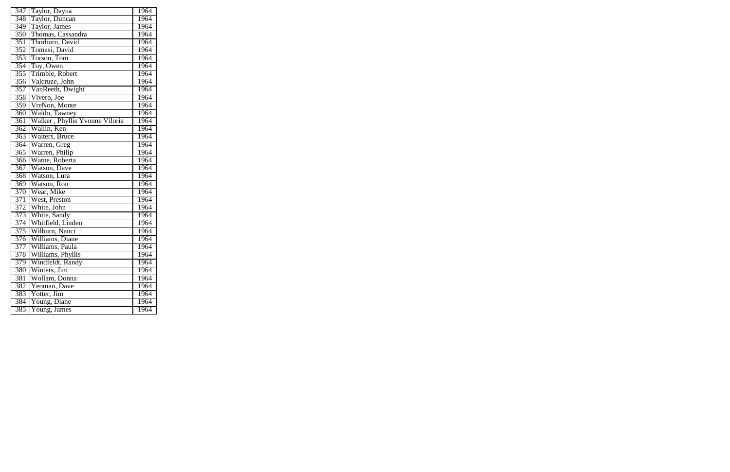| | | |
|---|---|---|
| 347 | Taylor, Dayna | 1964 |
| 348 | Taylor, Duncan | 1964 |
| 349 | Taylor, James | 1964 |
| 350 | Thomas, Cassandra | 1964 |
| 351 | Thorburn, David | 1964 |
| 352 | Tomasi, David | 1964 |
| 353 | Torson, Tom | 1964 |
| 354 | Toy, Owen | 1964 |
| 355 | Trimble, Robert | 1964 |
| 356 | Valcruze, John | 1964 |
| 357 | VanReeth, Dwight | 1964 |
| 358 | Vivero, Joe | 1964 |
| 359 | VreNon, Monte | 1964 |
| 360 | Waldo, Tawney | 1964 |
| 361 | Walker , Phyllis Yvonne Viloria | 1964 |
| 362 | Wallin, Ken | 1964 |
| 363 | Walters, Bruce | 1964 |
| 364 | Warren, Greg | 1964 |
| 365 | Warren, Philip | 1964 |
| 366 | Watne, Roberta | 1964 |
| 367 | Watson, Dave | 1964 |
| 368 | Watson, Lura | 1964 |
| 369 | Watson, Ron | 1964 |
| 370 | Wear, Mike | 1964 |
| 371 | West, Preston | 1964 |
| 372 | White, John | 1964 |
| 373 | White, Sandy | 1964 |
| 374 | Whitfield, Linden | 1964 |
| 375 | Wilburn, Nanci | 1964 |
| 376 | Williams, Diane | 1964 |
| 377 | Williams, Paula | 1964 |
| 378 | Williams, Phyllis | 1964 |
| 379 | Windfeldt, Randy | 1964 |
| 380 | Winters, Jim | 1964 |
| 381 | Wollam, Donna | 1964 |
| 382 | Yeoman, Dave | 1964 |
| 383 | Yotter, Jim | 1964 |
| 384 | Young, Diane | 1964 |
| 385 | Young, James | 1964 |